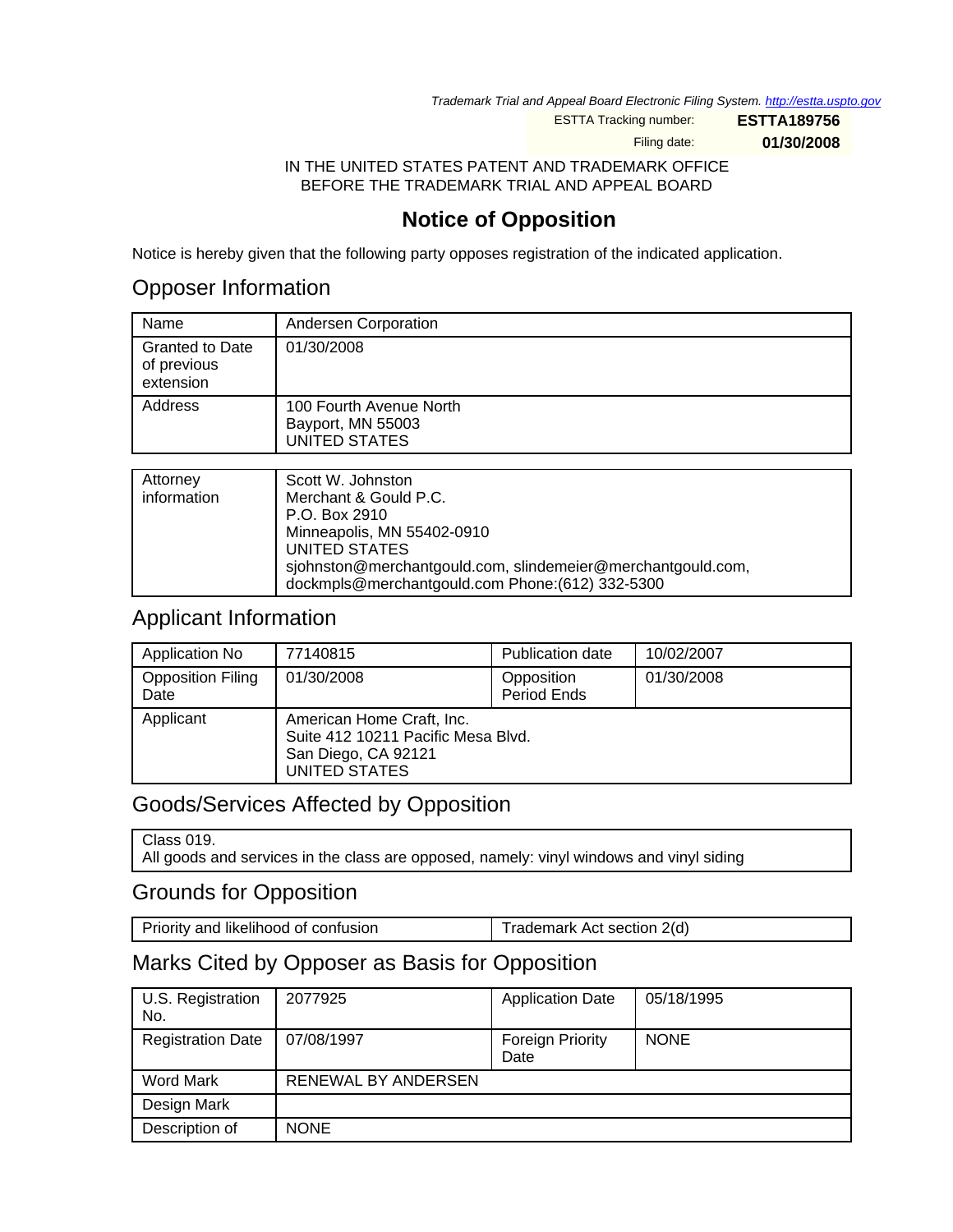*Trademark Trial and Appeal Board Electronic Filing System. http://estta.uspto.gov*

ESTTA Tracking number: **ESTTA189756**

Filing date: **01/30/2008**

IN THE UNITED STATES PATENT AND TRADEMARK OFFICE
BEFORE THE TRADEMARK TRIAL AND APPEAL BOARD

# Notice of Opposition

Notice is hereby given that the following party opposes registration of the indicated application.

## Opposer Information

| | |
|---|---|
| Name | Andersen Corporation |
| Granted to Date of previous extension | 01/30/2008 |
| Address | 100 Fourth Avenue North<br>Bayport, MN 55003<br>UNITED STATES |

| | |
|---|---|
| Attorney information | Scott W. Johnston<br>Merchant & Gould P.C.<br>P.O. Box 2910<br>Minneapolis, MN 55402-0910<br>UNITED STATES<br>sjohnston@merchantgould.com, slindemeier@merchantgould.com, dockmpls@merchantgould.com Phone:(612) 332-5300 |

## Applicant Information

| | | | |
|---|---|---|---|
| Application No | 77140815 | Publication date | 10/02/2007 |
| Opposition Filing Date | 01/30/2008 | Opposition Period Ends | 01/30/2008 |
| Applicant | American Home Craft, Inc.<br>Suite 412 10211 Pacific Mesa Blvd.<br>San Diego, CA 92121<br>UNITED STATES | | |

## Goods/Services Affected by Opposition

Class 019.
All goods and services in the class are opposed, namely: vinyl windows and vinyl siding

## Grounds for Opposition

| | |
|---|---|
| Priority and likelihood of confusion | Trademark Act section 2(d) |

## Marks Cited by Opposer as Basis for Opposition

| | | | |
|---|---|---|---|
| U.S. Registration No. | 2077925 | Application Date | 05/18/1995 |
| Registration Date | 07/08/1997 | Foreign Priority Date | NONE |
| Word Mark | RENEWAL BY ANDERSEN | | |
| Design Mark | | | |
| Description of | NONE | | |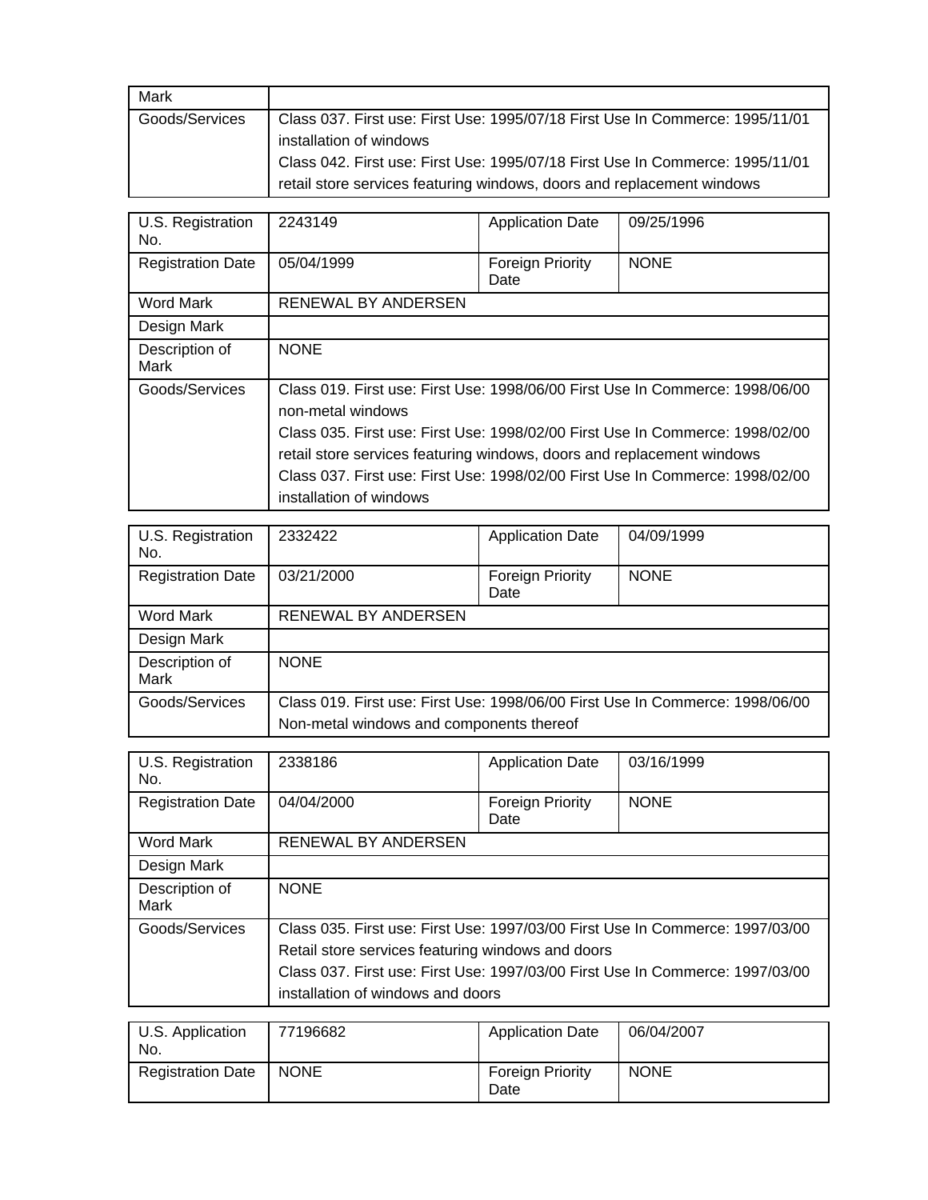| Mark | |
| --- | --- |
| Goods/Services | Class 037. First use: First Use: 1995/07/18 First Use In Commerce: 1995/11/01<br>installation of windows<br>Class 042. First use: First Use: 1995/07/18 First Use In Commerce: 1995/11/01<br>retail store services featuring windows, doors and replacement windows |

| U.S. Registration No. | 2243149 | Application Date | 09/25/1996 |
| --- | --- | --- | --- |
| Registration Date | 05/04/1999 | Foreign Priority Date | NONE |
| Word Mark | RENEWAL BY ANDERSEN | | |
| Design Mark | | | |
| Description of Mark | NONE | | |
| Goods/Services | Class 019. First use: First Use: 1998/06/00 First Use In Commerce: 1998/06/00<br>non-metal windows<br>Class 035. First use: First Use: 1998/02/00 First Use In Commerce: 1998/02/00<br>retail store services featuring windows, doors and replacement windows<br>Class 037. First use: First Use: 1998/02/00 First Use In Commerce: 1998/02/00<br>installation of windows | | |

| U.S. Registration No. | 2332422 | Application Date | 04/09/1999 |
| --- | --- | --- | --- |
| Registration Date | 03/21/2000 | Foreign Priority Date | NONE |
| Word Mark | RENEWAL BY ANDERSEN | | |
| Design Mark | | | |
| Description of Mark | NONE | | |
| Goods/Services | Class 019. First use: First Use: 1998/06/00 First Use In Commerce: 1998/06/00<br>Non-metal windows and components thereof | | |

| U.S. Registration No. | 2338186 | Application Date | 03/16/1999 |
| --- | --- | --- | --- |
| Registration Date | 04/04/2000 | Foreign Priority Date | NONE |
| Word Mark | RENEWAL BY ANDERSEN | | |
| Design Mark | | | |
| Description of Mark | NONE | | |
| Goods/Services | Class 035. First use: First Use: 1997/03/00 First Use In Commerce: 1997/03/00<br>Retail store services featuring windows and doors<br>Class 037. First use: First Use: 1997/03/00 First Use In Commerce: 1997/03/00<br>installation of windows and doors | | |

| U.S. Application No. | 77196682 | Application Date | 06/04/2007 |
| --- | --- | --- | --- |
| Registration Date | NONE | Foreign Priority Date | NONE |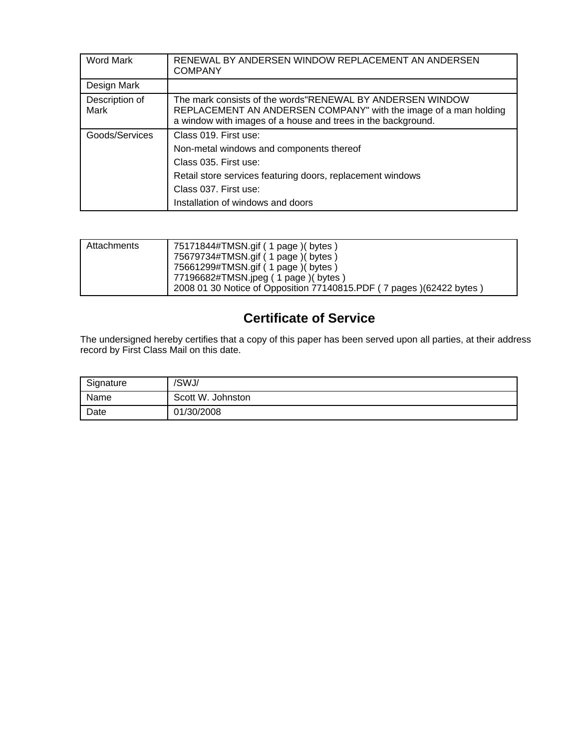| Word Mark | RENEWAL BY ANDERSEN WINDOW REPLACEMENT AN ANDERSEN COMPANY |
|---|---|
| Design Mark | |
| Description of Mark | The mark consists of the words"RENEWAL BY ANDERSEN WINDOW REPLACEMENT AN ANDERSEN COMPANY" with the image of a man holding a window with images of a house and trees in the background. |
| Goods/Services | Class 019. First use:<br>Non-metal windows and components thereof<br>Class 035. First use:<br>Retail store services featuring doors, replacement windows<br>Class 037. First use:<br>Installation of windows and doors |

| Attachments | 75171844#TMSN.gif ( 1 page )( bytes )<br>75679734#TMSN.gif ( 1 page )( bytes )<br>75661299#TMSN.gif ( 1 page )( bytes )<br>77196682#TMSN.jpeg ( 1 page )( bytes )<br>2008 01 30 Notice of Opposition 77140815.PDF ( 7 pages )(62422 bytes ) |
|---|---|

## Certificate of Service

The undersigned hereby certifies that a copy of this paper has been served upon all parties, at their address record by First Class Mail on this date.

| Signature | /SWJ/ |
|---|---|
| Name | Scott W. Johnston |
| Date | 01/30/2008 |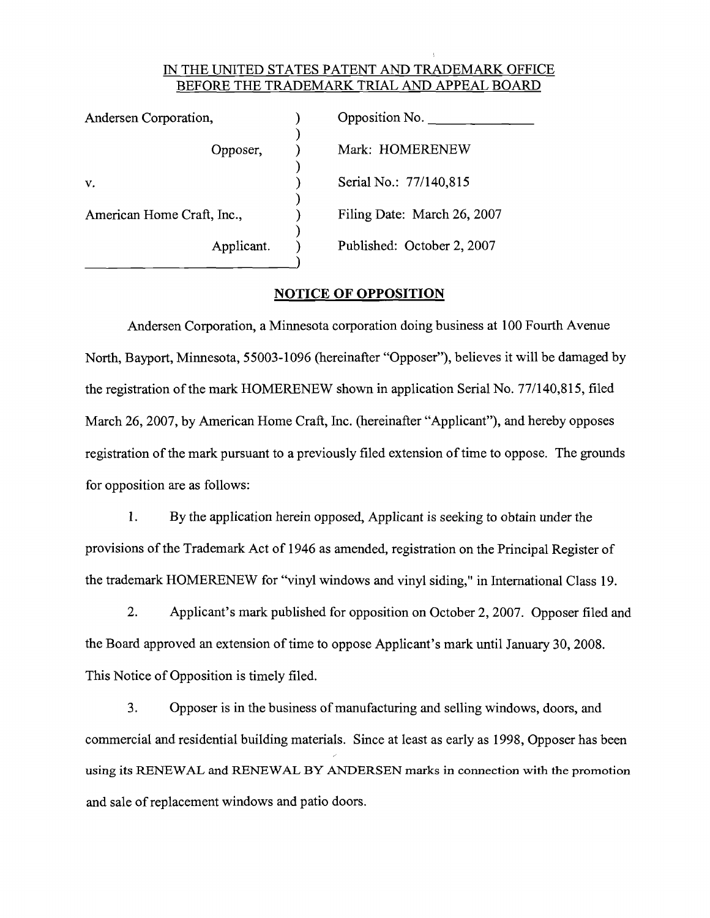IN THE UNITED STATES PATENT AND TRADEMARK OFFICE
BEFORE THE TRADEMARK TRIAL AND APPEAL BOARD

| | | |
|---|---|---|
| Andersen Corporation, | ) | Opposition No. ______________ |
| | ) | |
| Opposer, | ) | Mark: HOMERENEW |
| | ) | |
| v. | ) | Serial No.: 77/140,815 |
| | ) | |
| American Home Craft, Inc., | ) | Filing Date: March 26, 2007 |
| | ) | |
| Applicant. | ) | Published: October 2, 2007 |

## NOTICE OF OPPOSITION

Andersen Corporation, a Minnesota corporation doing business at 100 Fourth Avenue North, Bayport, Minnesota, 55003-1096 (hereinafter "Opposer"), believes it will be damaged by the registration of the mark HOMERENEW shown in application Serial No. 77/140,815, filed March 26, 2007, by American Home Craft, Inc. (hereinafter "Applicant"), and hereby opposes registration of the mark pursuant to a previously filed extension of time to oppose. The grounds for opposition are as follows:

1. By the application herein opposed, Applicant is seeking to obtain under the provisions of the Trademark Act of 1946 as amended, registration on the Principal Register of the trademark HOMERENEW for "vinyl windows and vinyl siding," in International Class 19.

2. Applicant's mark published for opposition on October 2, 2007. Opposer filed and the Board approved an extension of time to oppose Applicant's mark until January 30, 2008. This Notice of Opposition is timely filed.

3. Opposer is in the business of manufacturing and selling windows, doors, and commercial and residential building materials. Since at least as early as 1998, Opposer has been using its RENEWAL and RENEWAL BY ANDERSEN marks in connection with the promotion and sale of replacement windows and patio doors.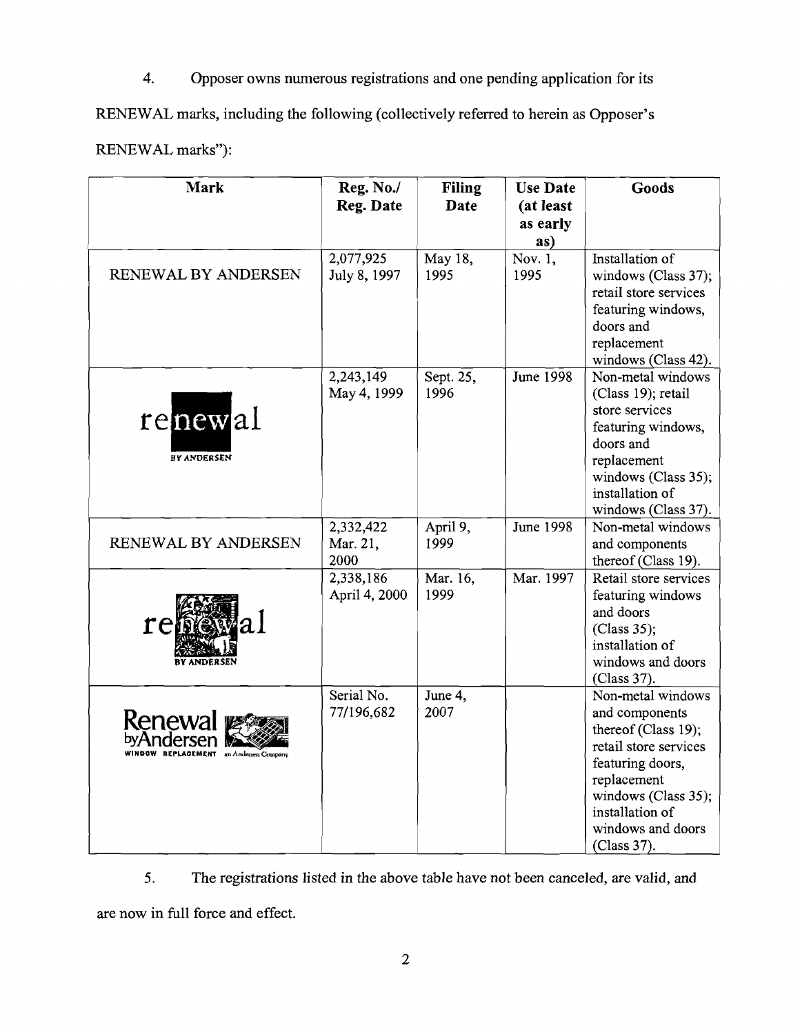4. Opposer owns numerous registrations and one pending application for its RENEWAL marks, including the following (collectively referred to herein as Opposer's RENEWAL marks"):

| Mark | Reg. No./ Reg. Date | Filing Date | Use Date (at least as early as) | Goods |
|---|---|---|---|---|
| RENEWAL BY ANDERSEN | 2,077,925 July 8, 1997 | May 18, 1995 | Nov. 1, 1995 | Installation of windows (Class 37); retail store services featuring windows, doors and replacement windows (Class 42). |
| renewal BY ANDERSEN | 2,243,149 May 4, 1999 | Sept. 25, 1996 | June 1998 | Non-metal windows (Class 19); retail store services featuring windows, doors and replacement windows (Class 35); installation of windows (Class 37). |
| RENEWAL BY ANDERSEN | 2,332,422 Mar. 21, 2000 | April 9, 1999 | June 1998 | Non-metal windows and components thereof (Class 19). |
| renewal BY ANDERSEN | 2,338,186 April 4, 2000 | Mar. 16, 1999 | Mar. 1997 | Retail store services featuring windows and doors (Class 35); installation of windows and doors (Class 37). |
| Renewal byAndersen WINDOW REPLACEMENT an Andersen Company | Serial No. 77/196,682 | June 4, 2007 | | Non-metal windows and components thereof (Class 19); retail store services featuring doors, replacement windows (Class 35); installation of windows and doors (Class 37). |

5. The registrations listed in the above table have not been canceled, are valid, and are now in full force and effect.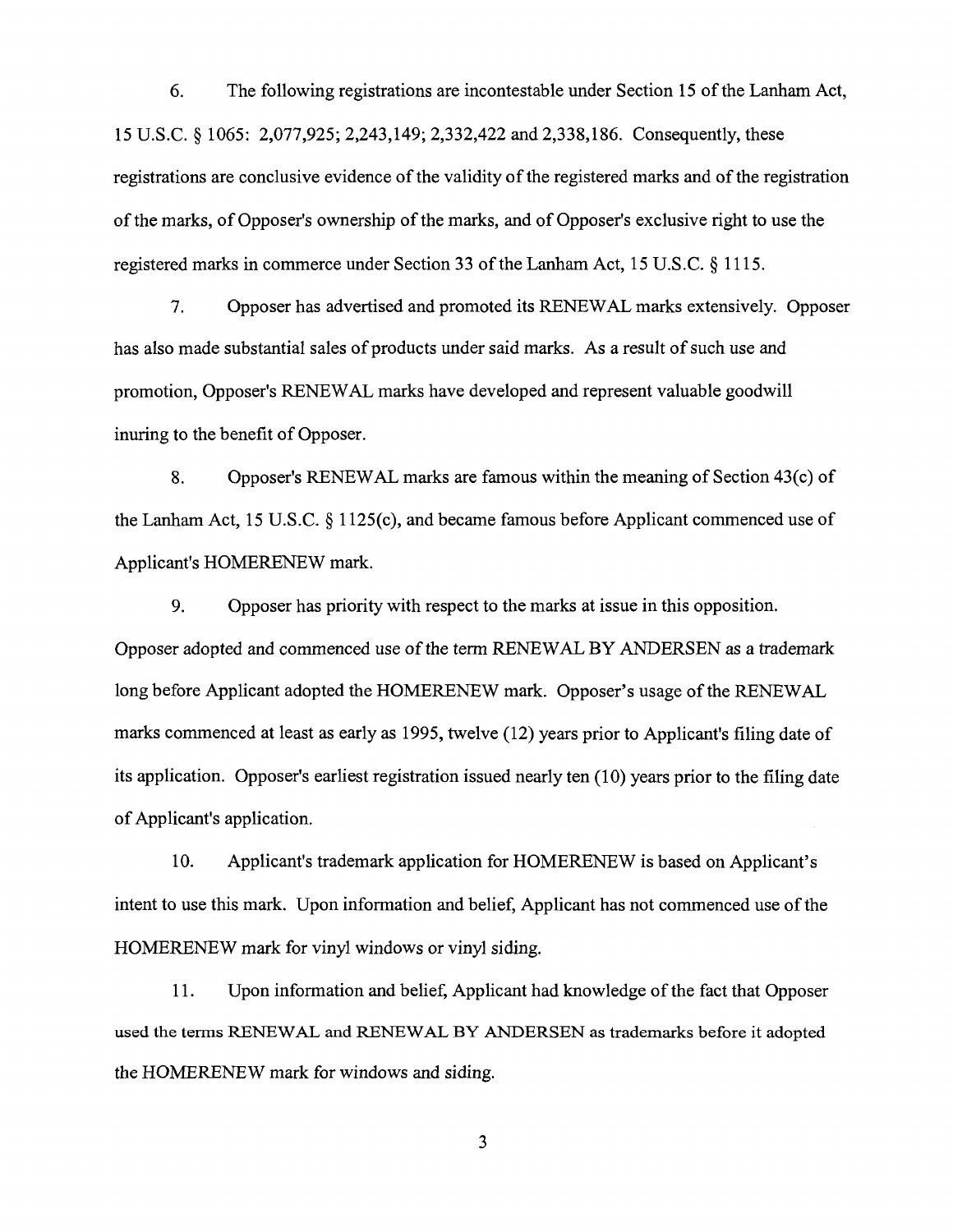6. The following registrations are incontestable under Section 15 of the Lanham Act, 15 U.S.C. § 1065: 2,077,925; 2,243,149; 2,332,422 and 2,338,186. Consequently, these registrations are conclusive evidence of the validity of the registered marks and of the registration of the marks, of Opposer's ownership of the marks, and of Opposer's exclusive right to use the registered marks in commerce under Section 33 of the Lanham Act, 15 U.S.C. § 1115.

7. Opposer has advertised and promoted its RENEWAL marks extensively. Opposer has also made substantial sales of products under said marks. As a result of such use and promotion, Opposer's RENEWAL marks have developed and represent valuable goodwill inuring to the benefit of Opposer.

8. Opposer's RENEWAL marks are famous within the meaning of Section 43(c) of the Lanham Act, 15 U.S.C. § 1125(c), and became famous before Applicant commenced use of Applicant's HOMERENEW mark.

9. Opposer has priority with respect to the marks at issue in this opposition. Opposer adopted and commenced use of the term RENEWAL BY ANDERSEN as a trademark long before Applicant adopted the HOMERENEW mark. Opposer's usage of the RENEWAL marks commenced at least as early as 1995, twelve (12) years prior to Applicant's filing date of its application. Opposer's earliest registration issued nearly ten (10) years prior to the filing date of Applicant's application.

10. Applicant's trademark application for HOMERENEW is based on Applicant's intent to use this mark. Upon information and belief, Applicant has not commenced use of the HOMERENEW mark for vinyl windows or vinyl siding.

11. Upon information and belief, Applicant had knowledge of the fact that Opposer used the terms RENEWAL and RENEWAL BY ANDERSEN as trademarks before it adopted the HOMERENEW mark for windows and siding.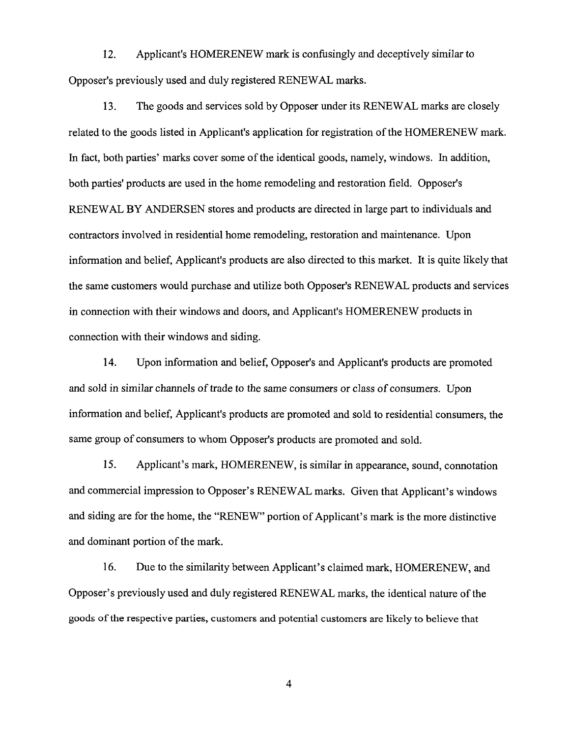12. Applicant's HOMERENEW mark is confusingly and deceptively similar to Opposer's previously used and duly registered RENEWAL marks.

13. The goods and services sold by Opposer under its RENEWAL marks are closely related to the goods listed in Applicant's application for registration of the HOMERENEW mark. In fact, both parties' marks cover some of the identical goods, namely, windows. In addition, both parties' products are used in the home remodeling and restoration field. Opposer's RENEWAL BY ANDERSEN stores and products are directed in large part to individuals and contractors involved in residential home remodeling, restoration and maintenance. Upon information and belief, Applicant's products are also directed to this market. It is quite likely that the same customers would purchase and utilize both Opposer's RENEWAL products and services in connection with their windows and doors, and Applicant's HOMERENEW products in connection with their windows and siding.

14. Upon information and belief, Opposer's and Applicant's products are promoted and sold in similar channels of trade to the same consumers or class of consumers. Upon information and belief, Applicant's products are promoted and sold to residential consumers, the same group of consumers to whom Opposer's products are promoted and sold.

15. Applicant's mark, HOMERENEW, is similar in appearance, sound, connotation and commercial impression to Opposer's RENEWAL marks. Given that Applicant's windows and siding are for the home, the "RENEW" portion of Applicant's mark is the more distinctive and dominant portion of the mark.

16. Due to the similarity between Applicant's claimed mark, HOMERENEW, and Opposer's previously used and duly registered RENEWAL marks, the identical nature of the goods of the respective parties, customers and potential customers are likely to believe that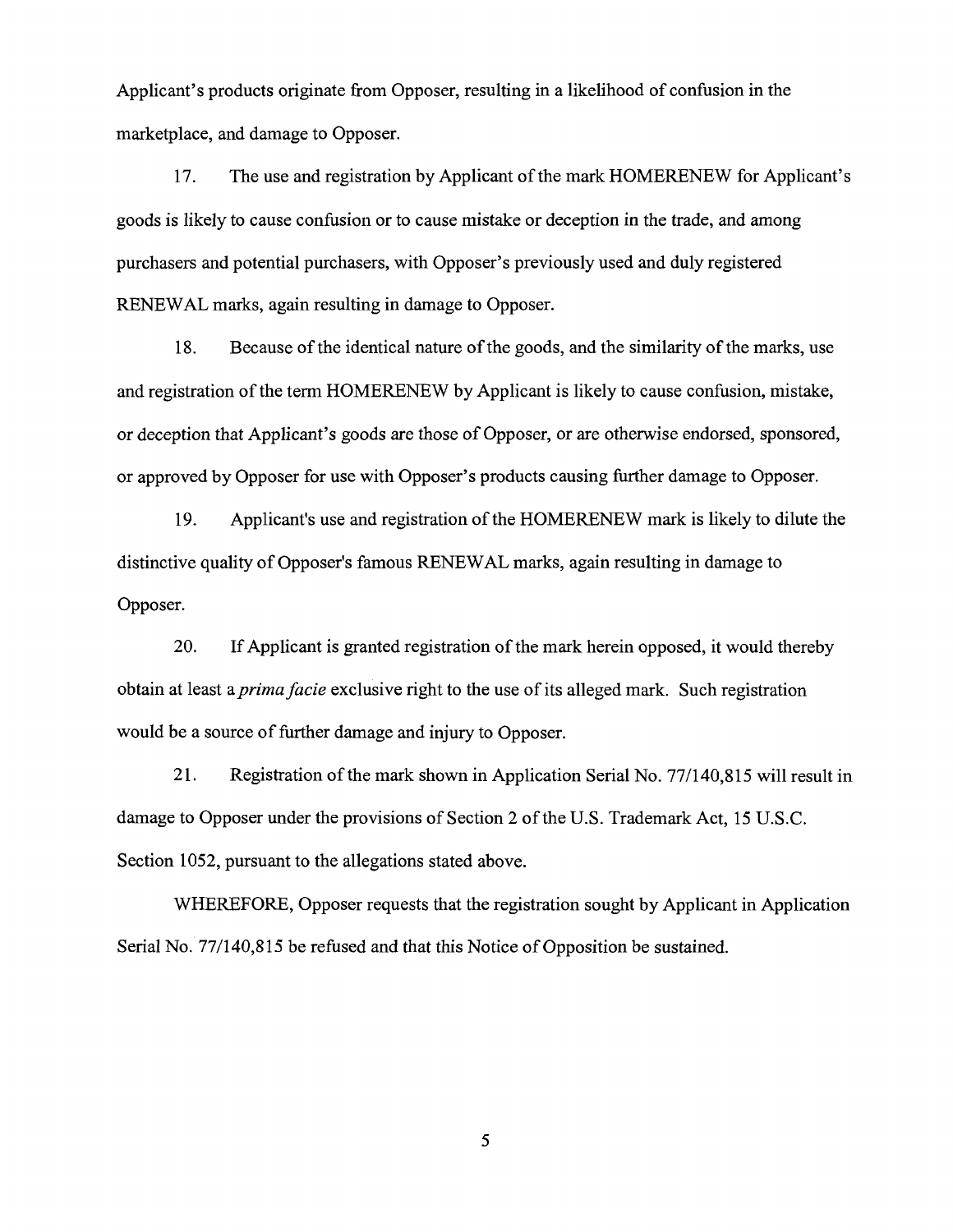Applicant's products originate from Opposer, resulting in a likelihood of confusion in the marketplace, and damage to Opposer.

17. The use and registration by Applicant of the mark HOMERENEW for Applicant's goods is likely to cause confusion or to cause mistake or deception in the trade, and among purchasers and potential purchasers, with Opposer's previously used and duly registered RENEWAL marks, again resulting in damage to Opposer.

18. Because of the identical nature of the goods, and the similarity of the marks, use and registration of the term HOMERENEW by Applicant is likely to cause confusion, mistake, or deception that Applicant's goods are those of Opposer, or are otherwise endorsed, sponsored, or approved by Opposer for use with Opposer's products causing further damage to Opposer.

19. Applicant's use and registration of the HOMERENEW mark is likely to dilute the distinctive quality of Opposer's famous RENEWAL marks, again resulting in damage to Opposer.

20. If Applicant is granted registration of the mark herein opposed, it would thereby obtain at least a *prima facie* exclusive right to the use of its alleged mark. Such registration would be a source of further damage and injury to Opposer.

21. Registration of the mark shown in Application Serial No. 77/140,815 will result in damage to Opposer under the provisions of Section 2 of the U.S. Trademark Act, 15 U.S.C. Section 1052, pursuant to the allegations stated above.

WHEREFORE, Opposer requests that the registration sought by Applicant in Application Serial No. 77/140,815 be refused and that this Notice of Opposition be sustained.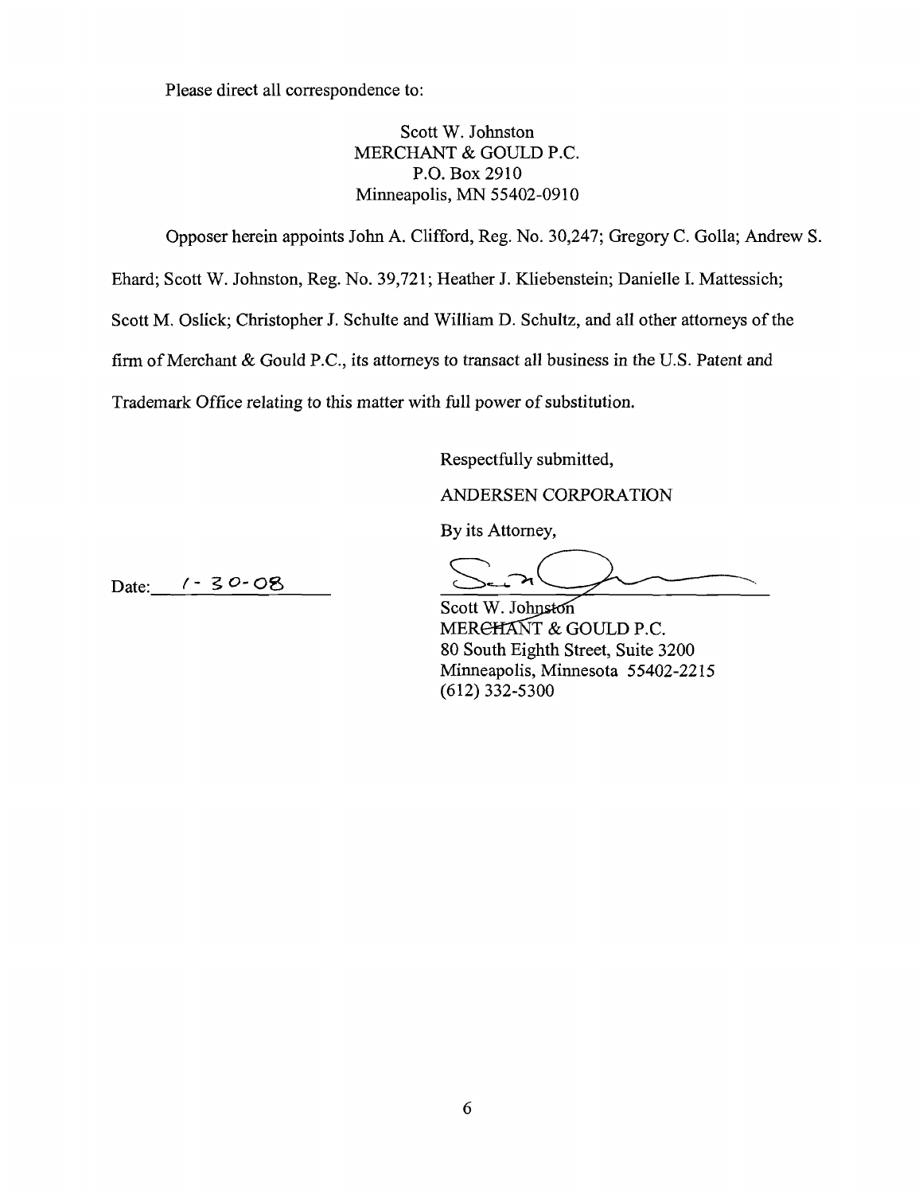Please direct all correspondence to:

Scott W. Johnston
MERCHANT & GOULD P.C.
P.O. Box 2910
Minneapolis, MN 55402-0910

Opposer herein appoints John A. Clifford, Reg. No. 30,247; Gregory C. Golla; Andrew S. Ehard; Scott W. Johnston, Reg. No. 39,721; Heather J. Kliebenstein; Danielle I. Mattessich; Scott M. Oslick; Christopher J. Schulte and William D. Schultz, and all other attorneys of the firm of Merchant & Gould P.C., its attorneys to transact all business in the U.S. Patent and Trademark Office relating to this matter with full power of substitution.

Respectfully submitted,

ANDERSEN CORPORATION

By its Attorney,

Date: 1-30-08

Scott W. Johnston
MERCHANT & GOULD P.C.
80 South Eighth Street, Suite 3200
Minneapolis, Minnesota 55402-2215
(612) 332-5300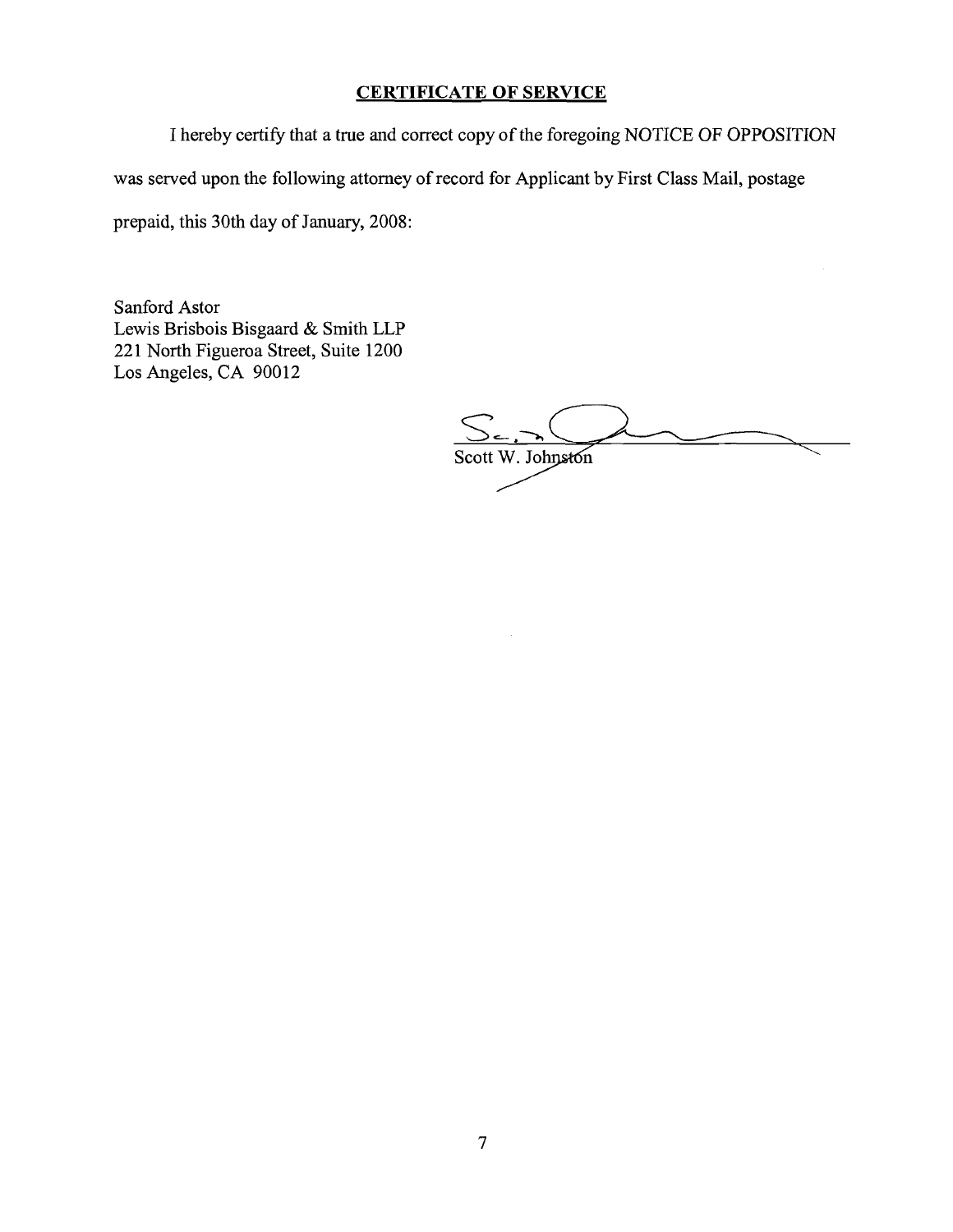## CERTIFICATE OF SERVICE

I hereby certify that a true and correct copy of the foregoing NOTICE OF OPPOSITION was served upon the following attorney of record for Applicant by First Class Mail, postage prepaid, this 30th day of January, 2008:

Sanford Astor
Lewis Brisbois Bisgaard & Smith LLP
221 North Figueroa Street, Suite 1200
Los Angeles, CA 90012

Scott W. Johnston